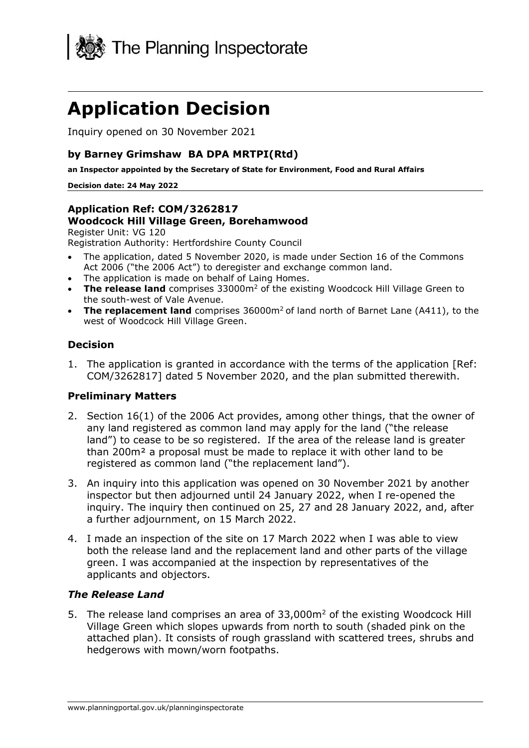The Planning Inspectorate

# Application Decision

Inquiry opened on 30 November 2021

### by Barney Grimshaw BA DPA MRTPI(Rtd)

**an Inspector appointed by the Secretary of State for Environment, Food and Rural Affairs**

**Decision date: 24 May 2022**

### Application Ref: COM/3262817
### Woodcock Hill Village Green, Borehamwood

Register Unit: VG 120

Registration Authority: Hertfordshire County Council

- The application, dated 5 November 2020, is made under Section 16 of the Commons Act 2006 ("the 2006 Act") to deregister and exchange common land.
- The application is made on behalf of Laing Homes.
- **The release land** comprises 33000m$^2$ of the existing Woodcock Hill Village Green to the south-west of Vale Avenue.
- **The replacement land** comprises 36000m$^2$ of land north of Barnet Lane (A411), to the west of Woodcock Hill Village Green.

## Decision

1. The application is granted in accordance with the terms of the application [Ref: COM/3262817] dated 5 November 2020, and the plan submitted therewith.

## Preliminary Matters

2. Section 16(1) of the 2006 Act provides, among other things, that the owner of any land registered as common land may apply for the land ("the release land") to cease to be so registered. If the area of the release land is greater than 200m² a proposal must be made to replace it with other land to be registered as common land ("the replacement land").

3. An inquiry into this application was opened on 30 November 2021 by another inspector but then adjourned until 24 January 2022, when I re-opened the inquiry. The inquiry then continued on 25, 27 and 28 January 2022, and, after a further adjournment, on 15 March 2022.

4. I made an inspection of the site on 17 March 2022 when I was able to view both the release land and the replacement land and other parts of the village green. I was accompanied at the inspection by representatives of the applicants and objectors.

### *The Release Land*

5. The release land comprises an area of 33,000m$^2$ of the existing Woodcock Hill Village Green which slopes upwards from north to south (shaded pink on the attached plan). It consists of rough grassland with scattered trees, shrubs and hedgerows with mown/worn footpaths.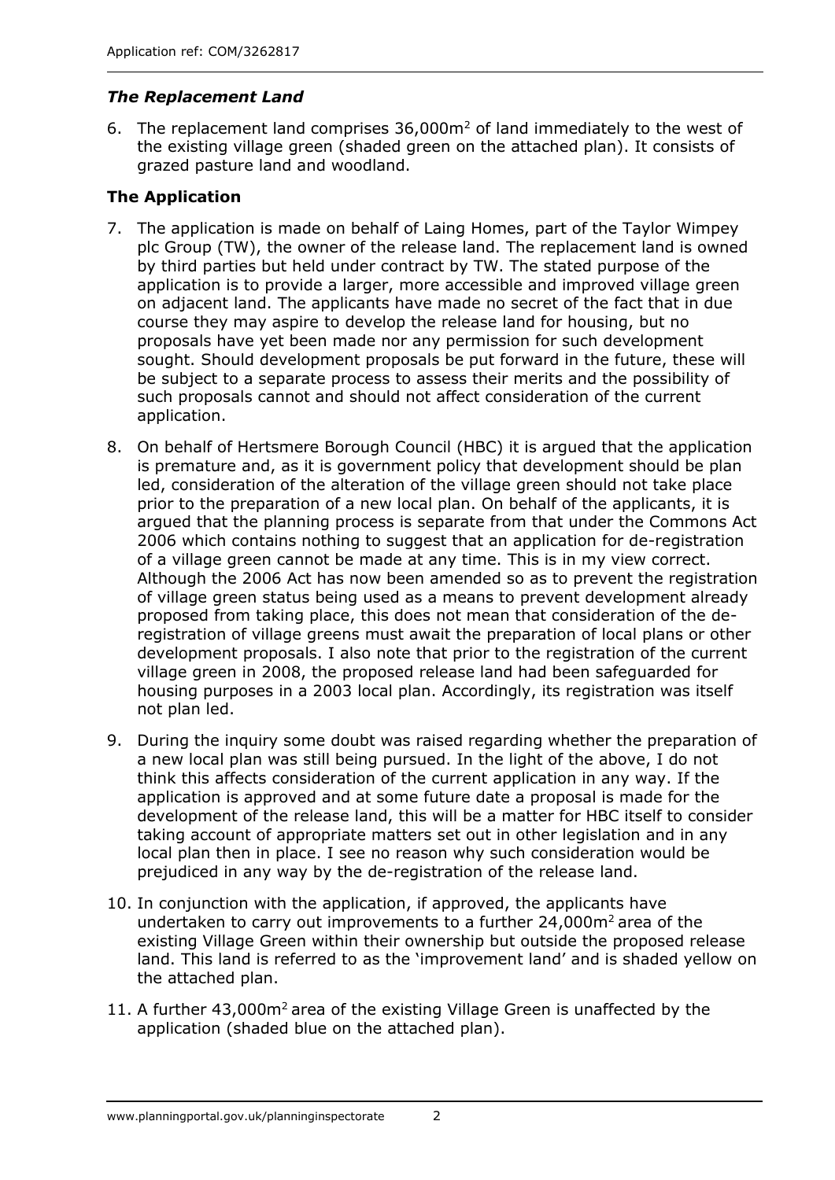### *The Replacement Land*

6. The replacement land comprises 36,000m$^2$ of land immediately to the west of the existing village green (shaded green on the attached plan). It consists of grazed pasture land and woodland.

## The Application

7. The application is made on behalf of Laing Homes, part of the Taylor Wimpey plc Group (TW), the owner of the release land. The replacement land is owned by third parties but held under contract by TW. The stated purpose of the application is to provide a larger, more accessible and improved village green on adjacent land. The applicants have made no secret of the fact that in due course they may aspire to develop the release land for housing, but no proposals have yet been made nor any permission for such development sought. Should development proposals be put forward in the future, these will be subject to a separate process to assess their merits and the possibility of such proposals cannot and should not affect consideration of the current application.

8. On behalf of Hertsmere Borough Council (HBC) it is argued that the application is premature and, as it is government policy that development should be plan led, consideration of the alteration of the village green should not take place prior to the preparation of a new local plan. On behalf of the applicants, it is argued that the planning process is separate from that under the Commons Act 2006 which contains nothing to suggest that an application for de-registration of a village green cannot be made at any time. This is in my view correct. Although the 2006 Act has now been amended so as to prevent the registration of village green status being used as a means to prevent development already proposed from taking place, this does not mean that consideration of the de-registration of village greens must await the preparation of local plans or other development proposals. I also note that prior to the registration of the current village green in 2008, the proposed release land had been safeguarded for housing purposes in a 2003 local plan. Accordingly, its registration was itself not plan led.

9. During the inquiry some doubt was raised regarding whether the preparation of a new local plan was still being pursued. In the light of the above, I do not think this affects consideration of the current application in any way. If the application is approved and at some future date a proposal is made for the development of the release land, this will be a matter for HBC itself to consider taking account of appropriate matters set out in other legislation and in any local plan then in place. I see no reason why such consideration would be prejudiced in any way by the de-registration of the release land.

10. In conjunction with the application, if approved, the applicants have undertaken to carry out improvements to a further 24,000m$^2$ area of the existing Village Green within their ownership but outside the proposed release land. This land is referred to as the 'improvement land' and is shaded yellow on the attached plan.

11. A further 43,000m$^2$ area of the existing Village Green is unaffected by the application (shaded blue on the attached plan).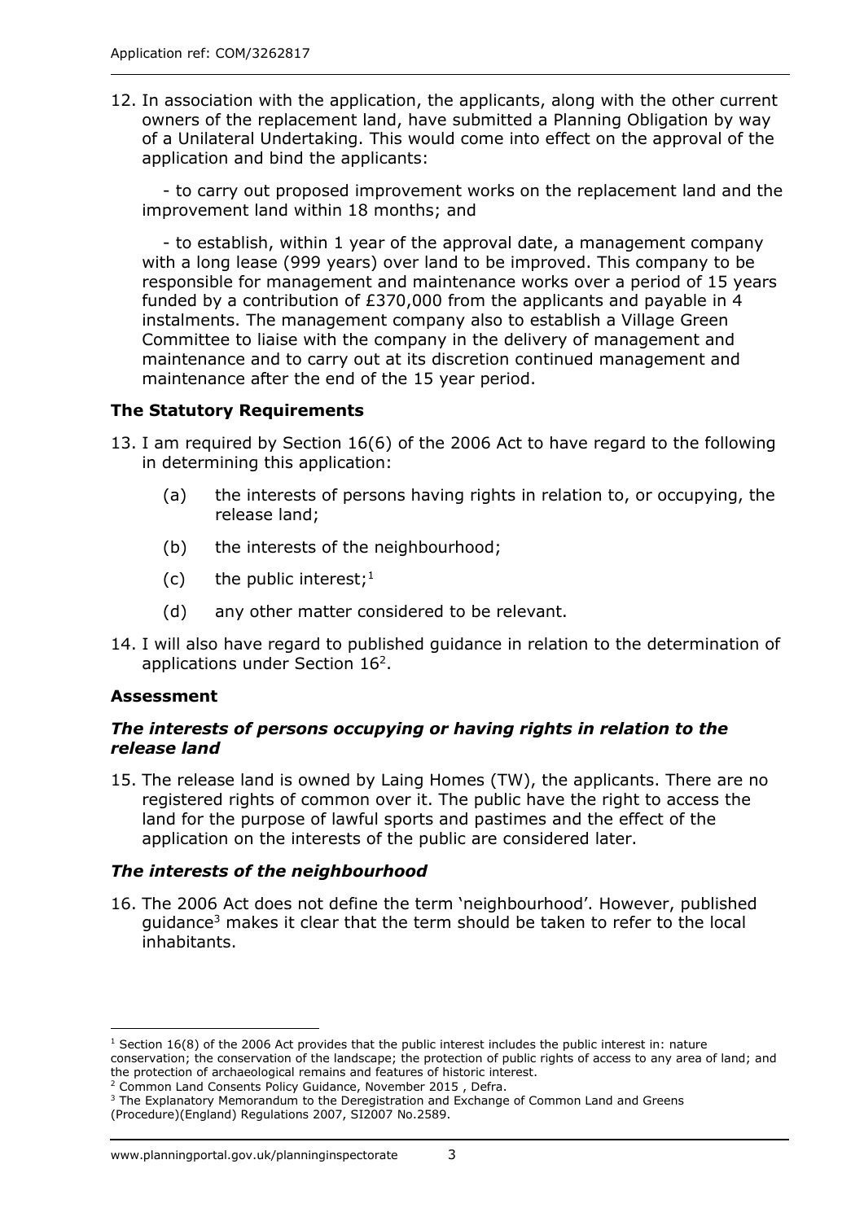12. In association with the application, the applicants, along with the other current owners of the replacement land, have submitted a Planning Obligation by way of a Unilateral Undertaking. This would come into effect on the approval of the application and bind the applicants:

   - to carry out proposed improvement works on the replacement land and the improvement land within 18 months; and

   - to establish, within 1 year of the approval date, a management company with a long lease (999 years) over land to be improved. This company to be responsible for management and maintenance works over a period of 15 years funded by a contribution of £370,000 from the applicants and payable in 4 instalments. The management company also to establish a Village Green Committee to liaise with the company in the delivery of management and maintenance and to carry out at its discretion continued management and maintenance after the end of the 15 year period.

### The Statutory Requirements

13. I am required by Section 16(6) of the 2006 Act to have regard to the following in determining this application:

    (a) the interests of persons having rights in relation to, or occupying, the release land;

    (b) the interests of the neighbourhood;

    (c) the public interest;[1]

    (d) any other matter considered to be relevant.

14. I will also have regard to published guidance in relation to the determination of applications under Section 16[2].

### Assessment

#### *The interests of persons occupying or having rights in relation to the release land*

15. The release land is owned by Laing Homes (TW), the applicants. There are no registered rights of common over it. The public have the right to access the land for the purpose of lawful sports and pastimes and the effect of the application on the interests of the public are considered later.

#### *The interests of the neighbourhood*

16. The 2006 Act does not define the term 'neighbourhood'. However, published guidance[3] makes it clear that the term should be taken to refer to the local inhabitants.

---

[1] Section 16(8) of the 2006 Act provides that the public interest includes the public interest in: nature conservation; the conservation of the landscape; the protection of public rights of access to any area of land; and the protection of archaeological remains and features of historic interest.

[2] Common Land Consents Policy Guidance, November 2015 , Defra.

[3] The Explanatory Memorandum to the Deregistration and Exchange of Common Land and Greens (Procedure)(England) Regulations 2007, SI2007 No.2589.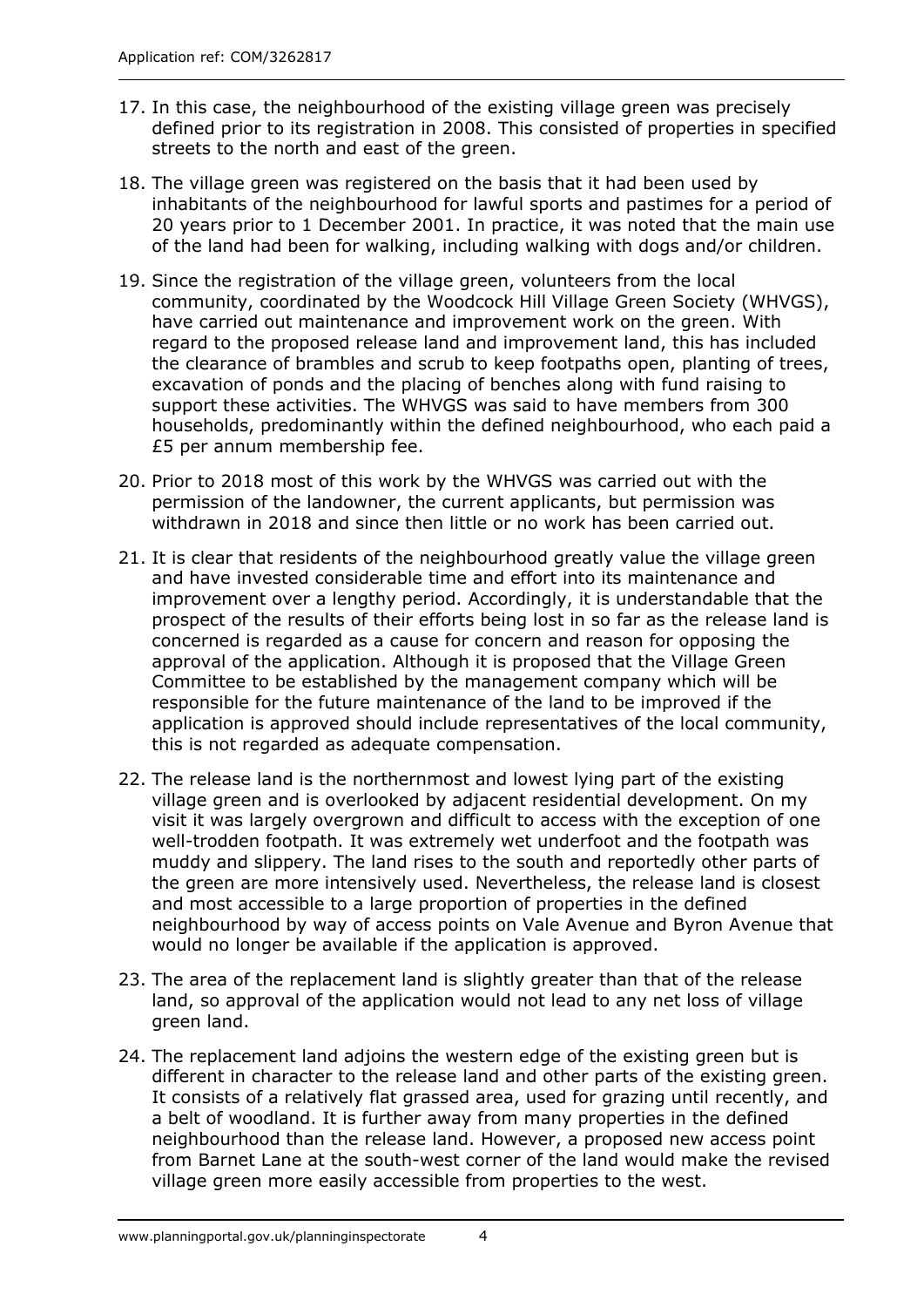17. In this case, the neighbourhood of the existing village green was precisely defined prior to its registration in 2008. This consisted of properties in specified streets to the north and east of the green.

18. The village green was registered on the basis that it had been used by inhabitants of the neighbourhood for lawful sports and pastimes for a period of 20 years prior to 1 December 2001. In practice, it was noted that the main use of the land had been for walking, including walking with dogs and/or children.

19. Since the registration of the village green, volunteers from the local community, coordinated by the Woodcock Hill Village Green Society (WHVGS), have carried out maintenance and improvement work on the green. With regard to the proposed release land and improvement land, this has included the clearance of brambles and scrub to keep footpaths open, planting of trees, excavation of ponds and the placing of benches along with fund raising to support these activities. The WHVGS was said to have members from 300 households, predominantly within the defined neighbourhood, who each paid a £5 per annum membership fee.

20. Prior to 2018 most of this work by the WHVGS was carried out with the permission of the landowner, the current applicants, but permission was withdrawn in 2018 and since then little or no work has been carried out.

21. It is clear that residents of the neighbourhood greatly value the village green and have invested considerable time and effort into its maintenance and improvement over a lengthy period. Accordingly, it is understandable that the prospect of the results of their efforts being lost in so far as the release land is concerned is regarded as a cause for concern and reason for opposing the approval of the application. Although it is proposed that the Village Green Committee to be established by the management company which will be responsible for the future maintenance of the land to be improved if the application is approved should include representatives of the local community, this is not regarded as adequate compensation.

22. The release land is the northernmost and lowest lying part of the existing village green and is overlooked by adjacent residential development. On my visit it was largely overgrown and difficult to access with the exception of one well-trodden footpath. It was extremely wet underfoot and the footpath was muddy and slippery. The land rises to the south and reportedly other parts of the green are more intensively used. Nevertheless, the release land is closest and most accessible to a large proportion of properties in the defined neighbourhood by way of access points on Vale Avenue and Byron Avenue that would no longer be available if the application is approved.

23. The area of the replacement land is slightly greater than that of the release land, so approval of the application would not lead to any net loss of village green land.

24. The replacement land adjoins the western edge of the existing green but is different in character to the release land and other parts of the existing green. It consists of a relatively flat grassed area, used for grazing until recently, and a belt of woodland. It is further away from many properties in the defined neighbourhood than the release land. However, a proposed new access point from Barnet Lane at the south-west corner of the land would make the revised village green more easily accessible from properties to the west.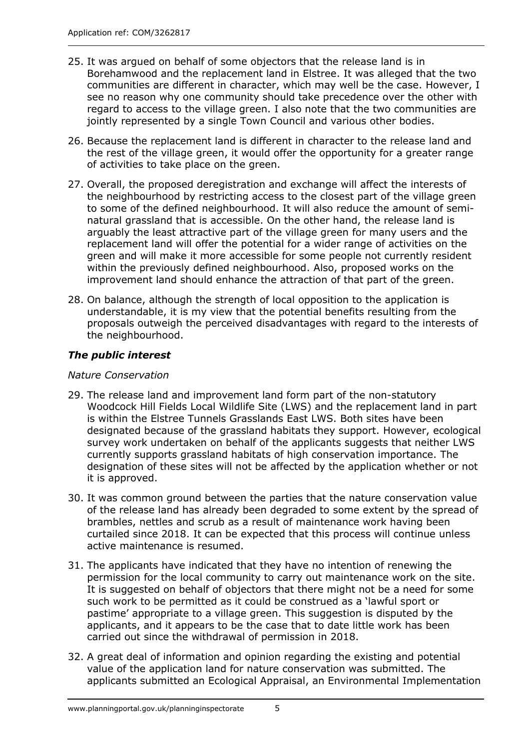25. It was argued on behalf of some objectors that the release land is in Borehamwood and the replacement land in Elstree. It was alleged that the two communities are different in character, which may well be the case. However, I see no reason why one community should take precedence over the other with regard to access to the village green. I also note that the two communities are jointly represented by a single Town Council and various other bodies.

26. Because the replacement land is different in character to the release land and the rest of the village green, it would offer the opportunity for a greater range of activities to take place on the green.

27. Overall, the proposed deregistration and exchange will affect the interests of the neighbourhood by restricting access to the closest part of the village green to some of the defined neighbourhood. It will also reduce the amount of semi-natural grassland that is accessible. On the other hand, the release land is arguably the least attractive part of the village green for many users and the replacement land will offer the potential for a wider range of activities on the green and will make it more accessible for some people not currently resident within the previously defined neighbourhood. Also, proposed works on the improvement land should enhance the attraction of that part of the green.

28. On balance, although the strength of local opposition to the application is understandable, it is my view that the potential benefits resulting from the proposals outweigh the perceived disadvantages with regard to the interests of the neighbourhood.

### *The public interest*

*Nature Conservation*

29. The release land and improvement land form part of the non-statutory Woodcock Hill Fields Local Wildlife Site (LWS) and the replacement land in part is within the Elstree Tunnels Grasslands East LWS. Both sites have been designated because of the grassland habitats they support. However, ecological survey work undertaken on behalf of the applicants suggests that neither LWS currently supports grassland habitats of high conservation importance. The designation of these sites will not be affected by the application whether or not it is approved.

30. It was common ground between the parties that the nature conservation value of the release land has already been degraded to some extent by the spread of brambles, nettles and scrub as a result of maintenance work having been curtailed since 2018. It can be expected that this process will continue unless active maintenance is resumed.

31. The applicants have indicated that they have no intention of renewing the permission for the local community to carry out maintenance work on the site. It is suggested on behalf of objectors that there might not be a need for some such work to be permitted as it could be construed as a 'lawful sport or pastime' appropriate to a village green. This suggestion is disputed by the applicants, and it appears to be the case that to date little work has been carried out since the withdrawal of permission in 2018.

32. A great deal of information and opinion regarding the existing and potential value of the application land for nature conservation was submitted. The applicants submitted an Ecological Appraisal, an Environmental Implementation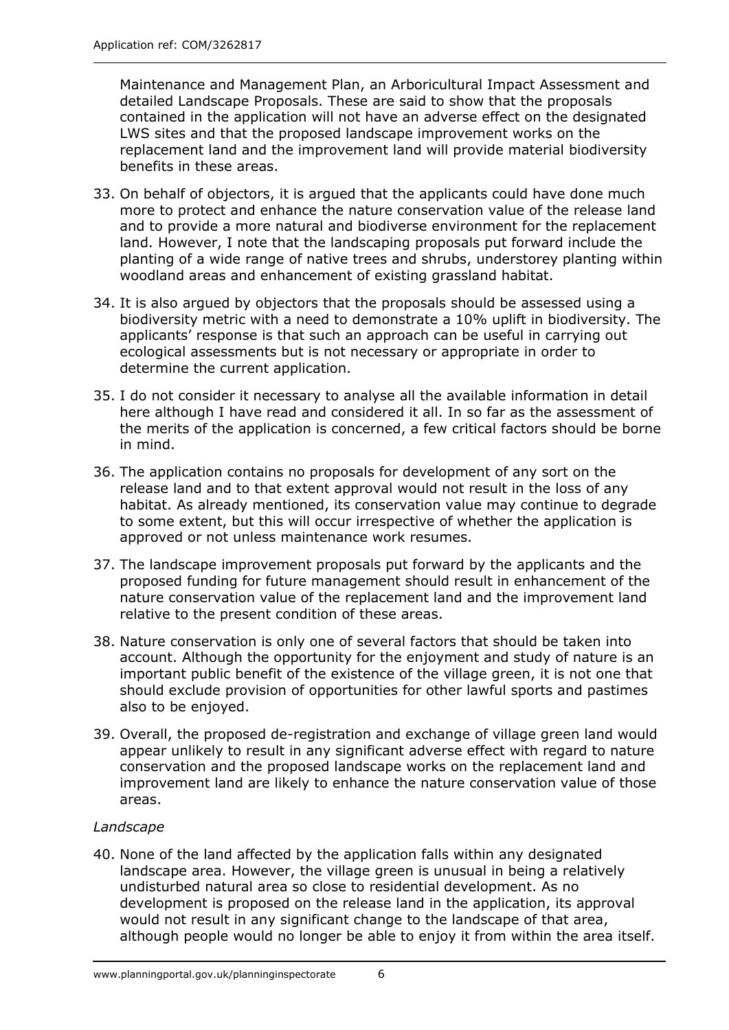Maintenance and Management Plan, an Arboricultural Impact Assessment and detailed Landscape Proposals. These are said to show that the proposals contained in the application will not have an adverse effect on the designated LWS sites and that the proposed landscape improvement works on the replacement land and the improvement land will provide material biodiversity benefits in these areas.

33. On behalf of objectors, it is argued that the applicants could have done much more to protect and enhance the nature conservation value of the release land and to provide a more natural and biodiverse environment for the replacement land. However, I note that the landscaping proposals put forward include the planting of a wide range of native trees and shrubs, understorey planting within woodland areas and enhancement of existing grassland habitat.

34. It is also argued by objectors that the proposals should be assessed using a biodiversity metric with a need to demonstrate a 10% uplift in biodiversity. The applicants' response is that such an approach can be useful in carrying out ecological assessments but is not necessary or appropriate in order to determine the current application.

35. I do not consider it necessary to analyse all the available information in detail here although I have read and considered it all. In so far as the assessment of the merits of the application is concerned, a few critical factors should be borne in mind.

36. The application contains no proposals for development of any sort on the release land and to that extent approval would not result in the loss of any habitat. As already mentioned, its conservation value may continue to degrade to some extent, but this will occur irrespective of whether the application is approved or not unless maintenance work resumes.

37. The landscape improvement proposals put forward by the applicants and the proposed funding for future management should result in enhancement of the nature conservation value of the replacement land and the improvement land relative to the present condition of these areas.

38. Nature conservation is only one of several factors that should be taken into account. Although the opportunity for the enjoyment and study of nature is an important public benefit of the existence of the village green, it is not one that should exclude provision of opportunities for other lawful sports and pastimes also to be enjoyed.

39. Overall, the proposed de-registration and exchange of village green land would appear unlikely to result in any significant adverse effect with regard to nature conservation and the proposed landscape works on the replacement land and improvement land are likely to enhance the nature conservation value of those areas.

*Landscape*

40. None of the land affected by the application falls within any designated landscape area. However, the village green is unusual in being a relatively undisturbed natural area so close to residential development. As no development is proposed on the release land in the application, its approval would not result in any significant change to the landscape of that area, although people would no longer be able to enjoy it from within the area itself.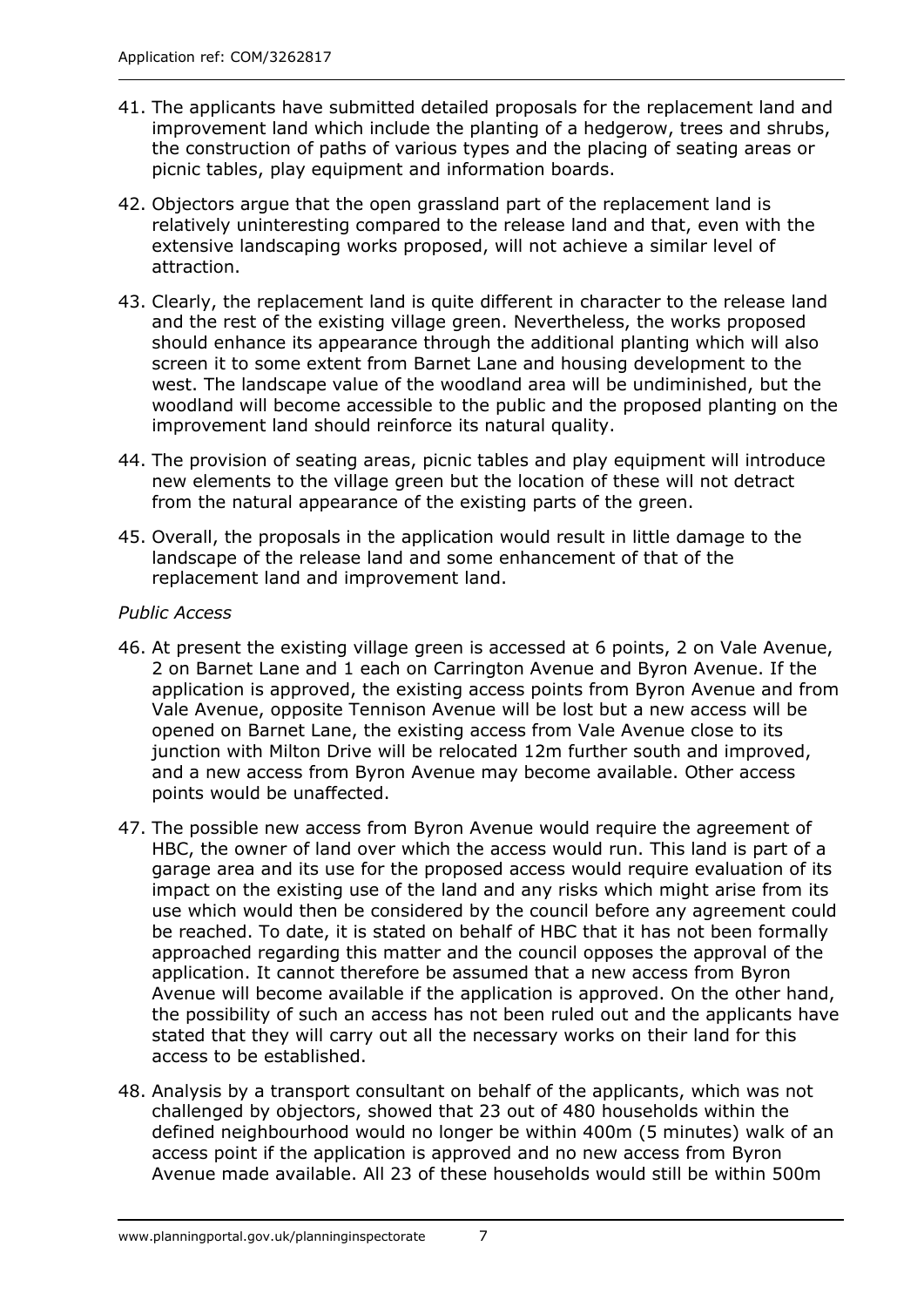41. The applicants have submitted detailed proposals for the replacement land and improvement land which include the planting of a hedgerow, trees and shrubs, the construction of paths of various types and the placing of seating areas or picnic tables, play equipment and information boards.

42. Objectors argue that the open grassland part of the replacement land is relatively uninteresting compared to the release land and that, even with the extensive landscaping works proposed, will not achieve a similar level of attraction.

43. Clearly, the replacement land is quite different in character to the release land and the rest of the existing village green. Nevertheless, the works proposed should enhance its appearance through the additional planting which will also screen it to some extent from Barnet Lane and housing development to the west. The landscape value of the woodland area will be undiminished, but the woodland will become accessible to the public and the proposed planting on the improvement land should reinforce its natural quality.

44. The provision of seating areas, picnic tables and play equipment will introduce new elements to the village green but the location of these will not detract from the natural appearance of the existing parts of the green.

45. Overall, the proposals in the application would result in little damage to the landscape of the release land and some enhancement of that of the replacement land and improvement land.

*Public Access*

46. At present the existing village green is accessed at 6 points, 2 on Vale Avenue, 2 on Barnet Lane and 1 each on Carrington Avenue and Byron Avenue. If the application is approved, the existing access points from Byron Avenue and from Vale Avenue, opposite Tennison Avenue will be lost but a new access will be opened on Barnet Lane, the existing access from Vale Avenue close to its junction with Milton Drive will be relocated 12m further south and improved, and a new access from Byron Avenue may become available. Other access points would be unaffected.

47. The possible new access from Byron Avenue would require the agreement of HBC, the owner of land over which the access would run. This land is part of a garage area and its use for the proposed access would require evaluation of its impact on the existing use of the land and any risks which might arise from its use which would then be considered by the council before any agreement could be reached. To date, it is stated on behalf of HBC that it has not been formally approached regarding this matter and the council opposes the approval of the application. It cannot therefore be assumed that a new access from Byron Avenue will become available if the application is approved. On the other hand, the possibility of such an access has not been ruled out and the applicants have stated that they will carry out all the necessary works on their land for this access to be established.

48. Analysis by a transport consultant on behalf of the applicants, which was not challenged by objectors, showed that 23 out of 480 households within the defined neighbourhood would no longer be within 400m (5 minutes) walk of an access point if the application is approved and no new access from Byron Avenue made available. All 23 of these households would still be within 500m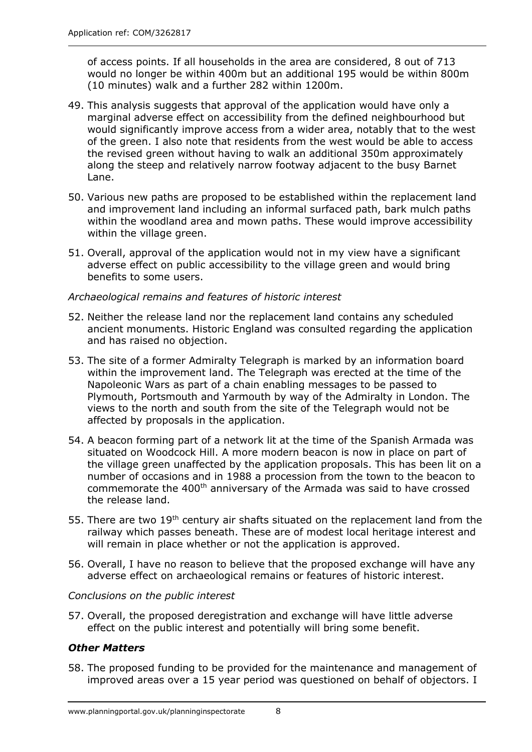of access points. If all households in the area are considered, 8 out of 713 would no longer be within 400m but an additional 195 would be within 800m (10 minutes) walk and a further 282 within 1200m.

49. This analysis suggests that approval of the application would have only a marginal adverse effect on accessibility from the defined neighbourhood but would significantly improve access from a wider area, notably that to the west of the green. I also note that residents from the west would be able to access the revised green without having to walk an additional 350m approximately along the steep and relatively narrow footway adjacent to the busy Barnet Lane.

50. Various new paths are proposed to be established within the replacement land and improvement land including an informal surfaced path, bark mulch paths within the woodland area and mown paths. These would improve accessibility within the village green.

51. Overall, approval of the application would not in my view have a significant adverse effect on public accessibility to the village green and would bring benefits to some users.

*Archaeological remains and features of historic interest*

52. Neither the release land nor the replacement land contains any scheduled ancient monuments. Historic England was consulted regarding the application and has raised no objection.

53. The site of a former Admiralty Telegraph is marked by an information board within the improvement land. The Telegraph was erected at the time of the Napoleonic Wars as part of a chain enabling messages to be passed to Plymouth, Portsmouth and Yarmouth by way of the Admiralty in London. The views to the north and south from the site of the Telegraph would not be affected by proposals in the application.

54. A beacon forming part of a network lit at the time of the Spanish Armada was situated on Woodcock Hill. A more modern beacon is now in place on part of the village green unaffected by the application proposals. This has been lit on a number of occasions and in 1988 a procession from the town to the beacon to commemorate the 400th anniversary of the Armada was said to have crossed the release land.

55. There are two 19th century air shafts situated on the replacement land from the railway which passes beneath. These are of modest local heritage interest and will remain in place whether or not the application is approved.

56. Overall, I have no reason to believe that the proposed exchange will have any adverse effect on archaeological remains or features of historic interest.

*Conclusions on the public interest*

57. Overall, the proposed deregistration and exchange will have little adverse effect on the public interest and potentially will bring some benefit.

### *Other Matters*

58. The proposed funding to be provided for the maintenance and management of improved areas over a 15 year period was questioned on behalf of objectors. I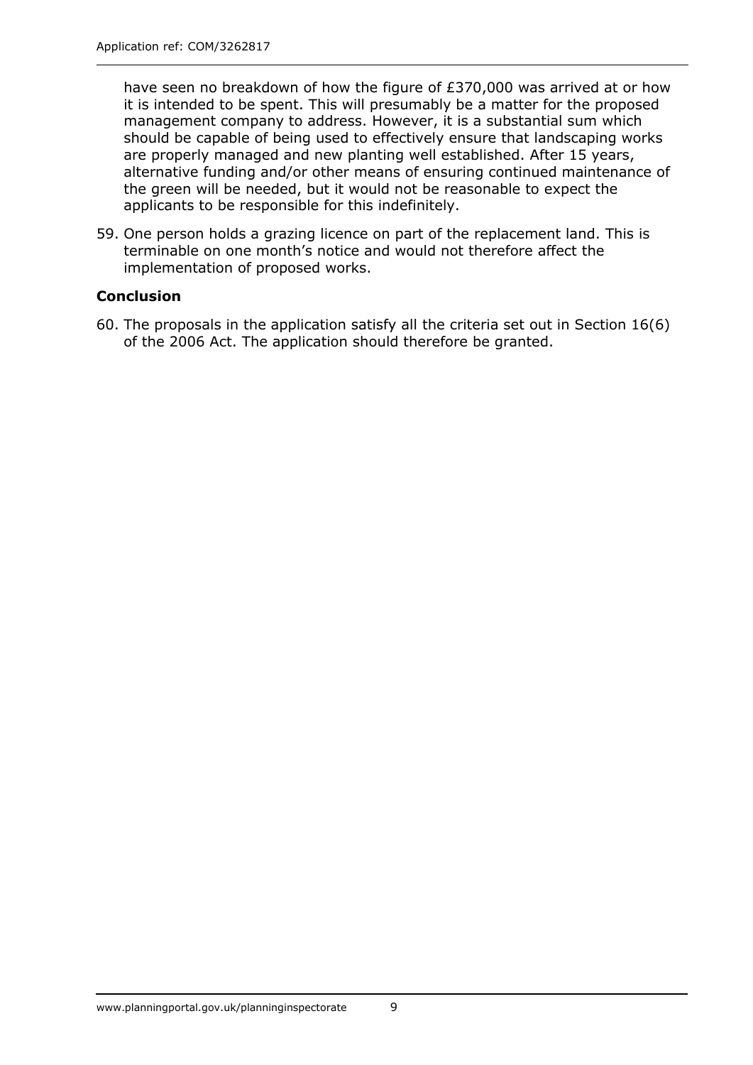have seen no breakdown of how the figure of £370,000 was arrived at or how it is intended to be spent. This will presumably be a matter for the proposed management company to address. However, it is a substantial sum which should be capable of being used to effectively ensure that landscaping works are properly managed and new planting well established. After 15 years, alternative funding and/or other means of ensuring continued maintenance of the green will be needed, but it would not be reasonable to expect the applicants to be responsible for this indefinitely.

59. One person holds a grazing licence on part of the replacement land. This is terminable on one month's notice and would not therefore affect the implementation of proposed works.

## Conclusion

60. The proposals in the application satisfy all the criteria set out in Section 16(6) of the 2006 Act. The application should therefore be granted.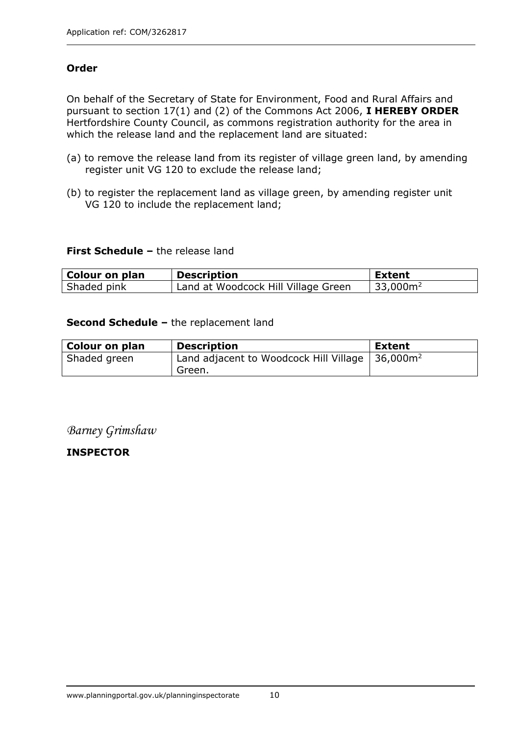**Order**

On behalf of the Secretary of State for Environment, Food and Rural Affairs and pursuant to section 17(1) and (2) of the Commons Act 2006, **I HEREBY ORDER** Hertfordshire County Council, as commons registration authority for the area in which the release land and the replacement land are situated:

(a) to remove the release land from its register of village green land, by amending register unit VG 120 to exclude the release land;

(b) to register the replacement land as village green, by amending register unit VG 120 to include the replacement land;

**First Schedule –** the release land

| Colour on plan | Description | Extent |
|---|---|---|
| Shaded pink | Land at Woodcock Hill Village Green | 33,000m$^2$ |

**Second Schedule –** the replacement land

| Colour on plan | Description | Extent |
|---|---|---|
| Shaded green | Land adjacent to Woodcock Hill Village Green. | 36,000m$^2$ |

*Barney Grimshaw*

**INSPECTOR**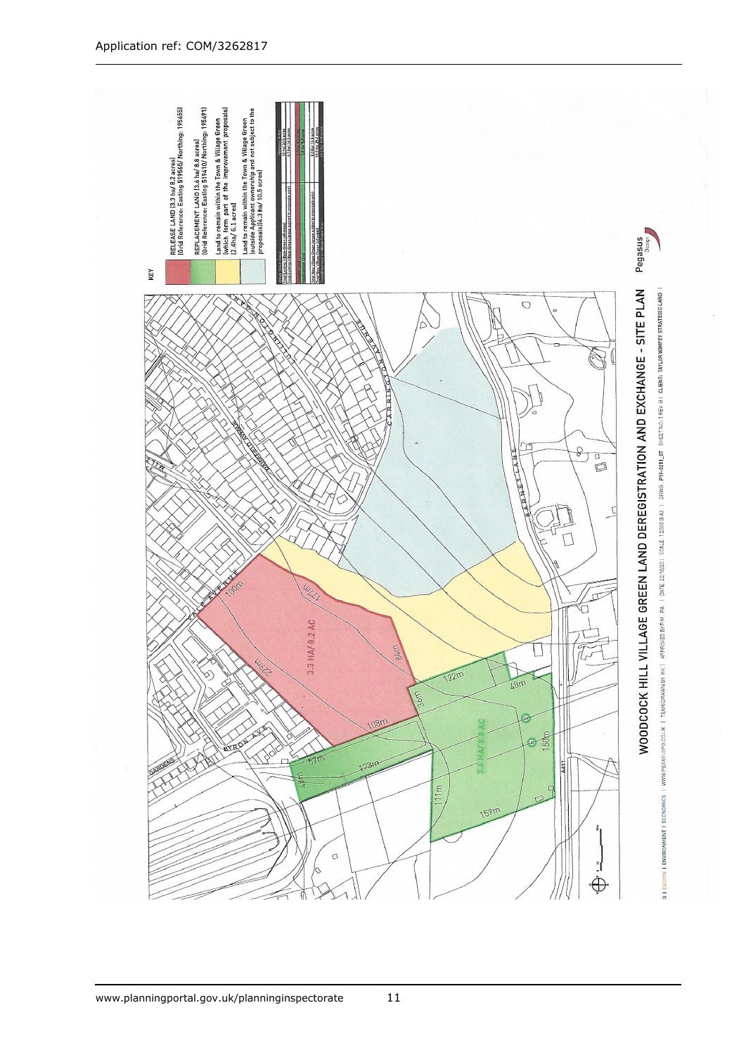Application ref: COM/3262817

WOODCOCK HILL VILLAGE GREEN LAND DEREGISTRATION AND EXCHANGE - SITE PLAN

KEY

RELEASE LAND [3.3 ha/ 8.2 acres]
[Grid Reference: Easting 519565/ Northing: 195655]

REPLACEMENT LAND [3.6 ha/ 8.8 acres]
[Grid Reference: Easting 519410/ Northing: 195491]

Land to remain within the Town & Village Green (which form part of the improvement proposals) [2.4ha/ 6.1 acres]

Land to remain within the Town & Village Green (outside Applicant ownership and not subject to the proposals)[4.3 ha/ 10.5 acres]

3.3 HA/ 8.2 AC

3.6 HA/ 8.8 AC

100m
177m
227m
84m
108m
122m
48m
36m
57m
173m
43m
111m
159m
150m

CARRINGTON AVENUE
BARNET LANE
A411
BYRON AVE
GARDENS

Pegasus Design

G | DESIGN | ENVIRONMENT | ECONOMICS | WWW.PEGASUSPG.CO.UK | TEAM/DRAWN BY KK | APPROVED BY P.M. PA | DATE 22/10/20 | SCALE 1:2500 @ A3 | DRWG: P19-0211_07 | SHEET NO: 1 REV: B | CLIENT: TAYLOR WIMPEY STRATEGIC LAND